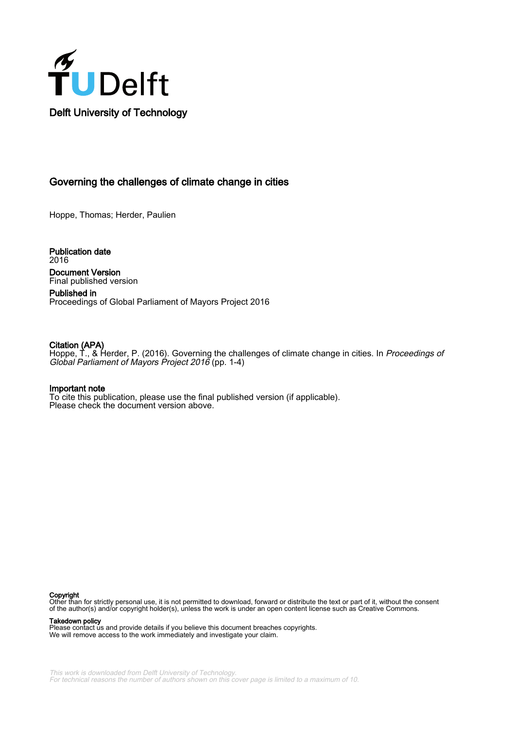Delft University of Technology

# Governing the challenges of climate change in cities

Hoppe, Thomas; Herder, Paulien

**Publication date**
2016

**Document Version**
Final published version

**Published in**
Proceedings of Global Parliament of Mayors Project 2016

**Citation (APA)**
Hoppe, T., & Herder, P. (2016). Governing the challenges of climate change in cities. In *Proceedings of Global Parliament of Mayors Project 2016* (pp. 1-4)

**Important note**
To cite this publication, please use the final published version (if applicable).
Please check the document version above.

**Copyright**
Other than for strictly personal use, it is not permitted to download, forward or distribute the text or part of it, without the consent of the author(s) and/or copyright holder(s), unless the work is under an open content license such as Creative Commons.

**Takedown policy**
Please contact us and provide details if you believe this document breaches copyrights.
We will remove access to the work immediately and investigate your claim.

*This work is downloaded from Delft University of Technology.*
*For technical reasons the number of authors shown on this cover page is limited to a maximum of 10.*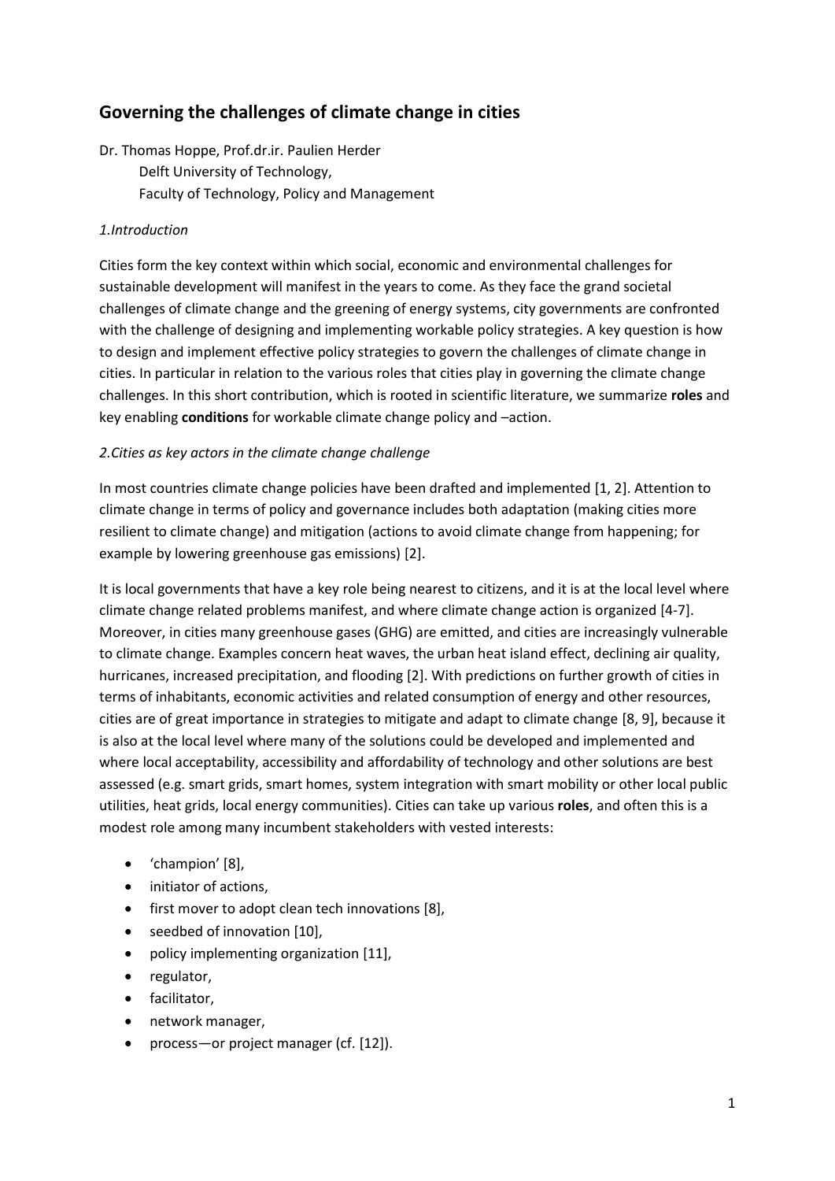# Governing the challenges of climate change in cities

Dr. Thomas Hoppe, Prof.dr.ir. Paulien Herder
Delft University of Technology,
Faculty of Technology, Policy and Management

## *1.Introduction*

Cities form the key context within which social, economic and environmental challenges for sustainable development will manifest in the years to come. As they face the grand societal challenges of climate change and the greening of energy systems, city governments are confronted with the challenge of designing and implementing workable policy strategies. A key question is how to design and implement effective policy strategies to govern the challenges of climate change in cities. In particular in relation to the various roles that cities play in governing the climate change challenges. In this short contribution, which is rooted in scientific literature, we summarize **roles** and key enabling **conditions** for workable climate change policy and –action.

## *2.Cities as key actors in the climate change challenge*

In most countries climate change policies have been drafted and implemented [1, 2]. Attention to climate change in terms of policy and governance includes both adaptation (making cities more resilient to climate change) and mitigation (actions to avoid climate change from happening; for example by lowering greenhouse gas emissions) [2].

It is local governments that have a key role being nearest to citizens, and it is at the local level where climate change related problems manifest, and where climate change action is organized [4-7]. Moreover, in cities many greenhouse gases (GHG) are emitted, and cities are increasingly vulnerable to climate change. Examples concern heat waves, the urban heat island effect, declining air quality, hurricanes, increased precipitation, and flooding [2]. With predictions on further growth of cities in terms of inhabitants, economic activities and related consumption of energy and other resources, cities are of great importance in strategies to mitigate and adapt to climate change [8, 9], because it is also at the local level where many of the solutions could be developed and implemented and where local acceptability, accessibility and affordability of technology and other solutions are best assessed (e.g. smart grids, smart homes, system integration with smart mobility or other local public utilities, heat grids, local energy communities). Cities can take up various **roles**, and often this is a modest role among many incumbent stakeholders with vested interests:

- 'champion' [8],
- initiator of actions,
- first mover to adopt clean tech innovations [8],
- seedbed of innovation [10],
- policy implementing organization [11],
- regulator,
- facilitator,
- network manager,
- process—or project manager (cf. [12]).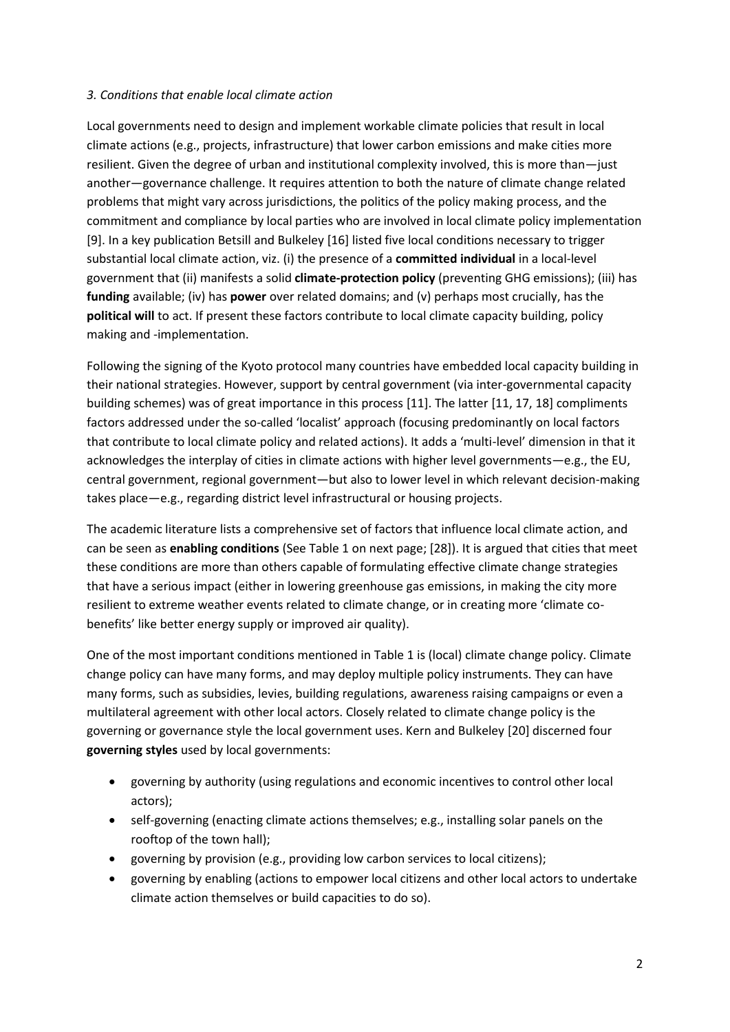*3. Conditions that enable local climate action*

Local governments need to design and implement workable climate policies that result in local climate actions (e.g., projects, infrastructure) that lower carbon emissions and make cities more resilient. Given the degree of urban and institutional complexity involved, this is more than—just another—governance challenge. It requires attention to both the nature of climate change related problems that might vary across jurisdictions, the politics of the policy making process, and the commitment and compliance by local parties who are involved in local climate policy implementation [9]. In a key publication Betsill and Bulkeley [16] listed five local conditions necessary to trigger substantial local climate action, viz. (i) the presence of a **committed individual** in a local-level government that (ii) manifests a solid **climate-protection policy** (preventing GHG emissions); (iii) has **funding** available; (iv) has **power** over related domains; and (v) perhaps most crucially, has the **political will** to act. If present these factors contribute to local climate capacity building, policy making and -implementation.

Following the signing of the Kyoto protocol many countries have embedded local capacity building in their national strategies. However, support by central government (via inter-governmental capacity building schemes) was of great importance in this process [11]. The latter [11, 17, 18] compliments factors addressed under the so-called 'localist' approach (focusing predominantly on local factors that contribute to local climate policy and related actions). It adds a 'multi-level' dimension in that it acknowledges the interplay of cities in climate actions with higher level governments—e.g., the EU, central government, regional government—but also to lower level in which relevant decision-making takes place—e.g., regarding district level infrastructural or housing projects.

The academic literature lists a comprehensive set of factors that influence local climate action, and can be seen as **enabling conditions** (See Table 1 on next page; [28]). It is argued that cities that meet these conditions are more than others capable of formulating effective climate change strategies that have a serious impact (either in lowering greenhouse gas emissions, in making the city more resilient to extreme weather events related to climate change, or in creating more 'climate co-benefits' like better energy supply or improved air quality).

One of the most important conditions mentioned in Table 1 is (local) climate change policy. Climate change policy can have many forms, and may deploy multiple policy instruments. They can have many forms, such as subsidies, levies, building regulations, awareness raising campaigns or even a multilateral agreement with other local actors. Closely related to climate change policy is the governing or governance style the local government uses. Kern and Bulkeley [20] discerned four **governing styles** used by local governments:

- governing by authority (using regulations and economic incentives to control other local actors);
- self-governing (enacting climate actions themselves; e.g., installing solar panels on the rooftop of the town hall);
- governing by provision (e.g., providing low carbon services to local citizens);
- governing by enabling (actions to empower local citizens and other local actors to undertake climate action themselves or build capacities to do so).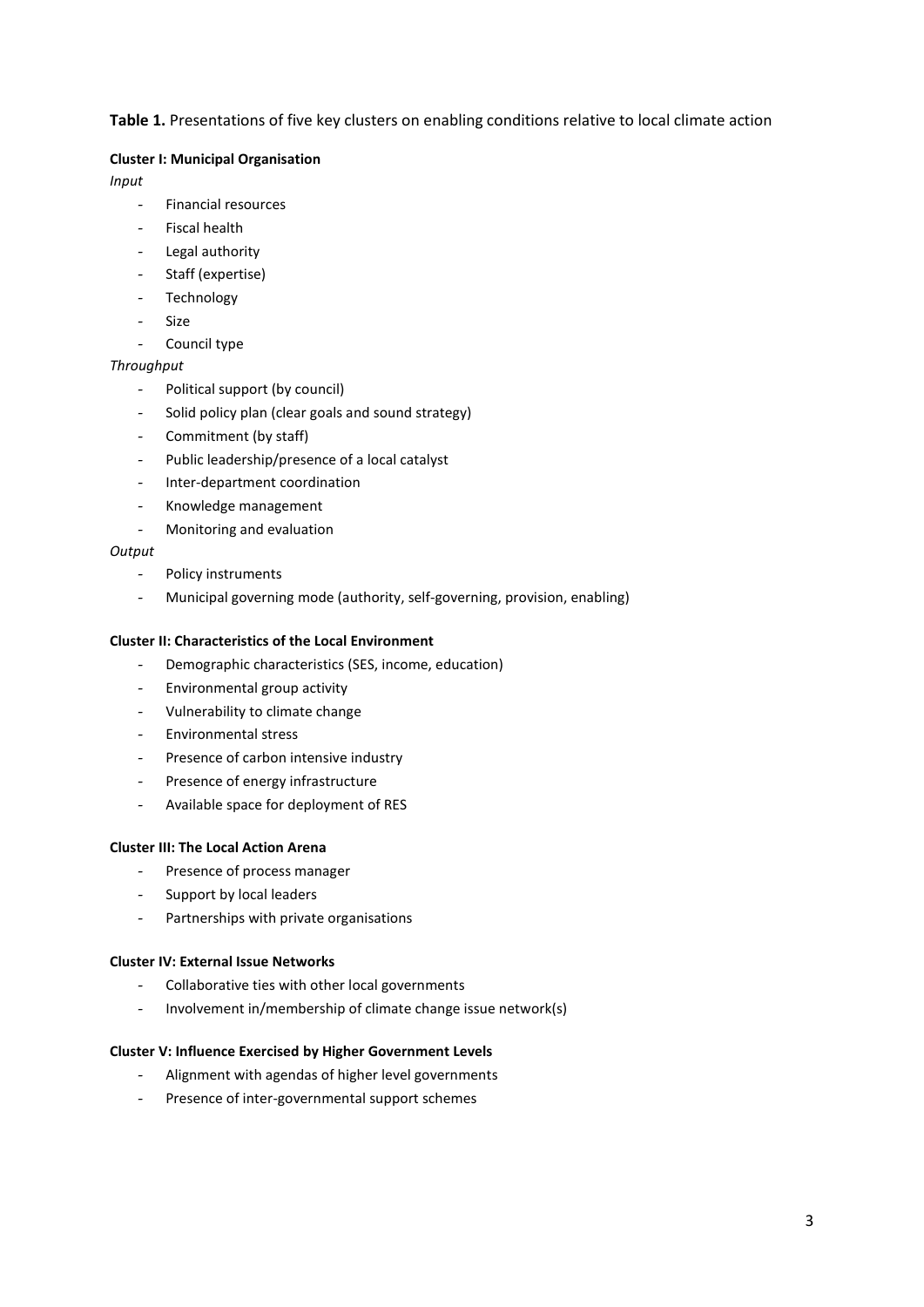**Table 1.** Presentations of five key clusters on enabling conditions relative to local climate action

**Cluster I: Municipal Organisation**

*Input*

- Financial resources
- Fiscal health
- Legal authority
- Staff (expertise)
- Technology
- Size
- Council type

*Throughput*

- Political support (by council)
- Solid policy plan (clear goals and sound strategy)
- Commitment (by staff)
- Public leadership/presence of a local catalyst
- Inter-department coordination
- Knowledge management
- Monitoring and evaluation

*Output*

- Policy instruments
- Municipal governing mode (authority, self-governing, provision, enabling)

**Cluster II: Characteristics of the Local Environment**

- Demographic characteristics (SES, income, education)
- Environmental group activity
- Vulnerability to climate change
- Environmental stress
- Presence of carbon intensive industry
- Presence of energy infrastructure
- Available space for deployment of RES

**Cluster III: The Local Action Arena**

- Presence of process manager
- Support by local leaders
- Partnerships with private organisations

**Cluster IV: External Issue Networks**

- Collaborative ties with other local governments
- Involvement in/membership of climate change issue network(s)

**Cluster V: Influence Exercised by Higher Government Levels**

- Alignment with agendas of higher level governments
- Presence of inter-governmental support schemes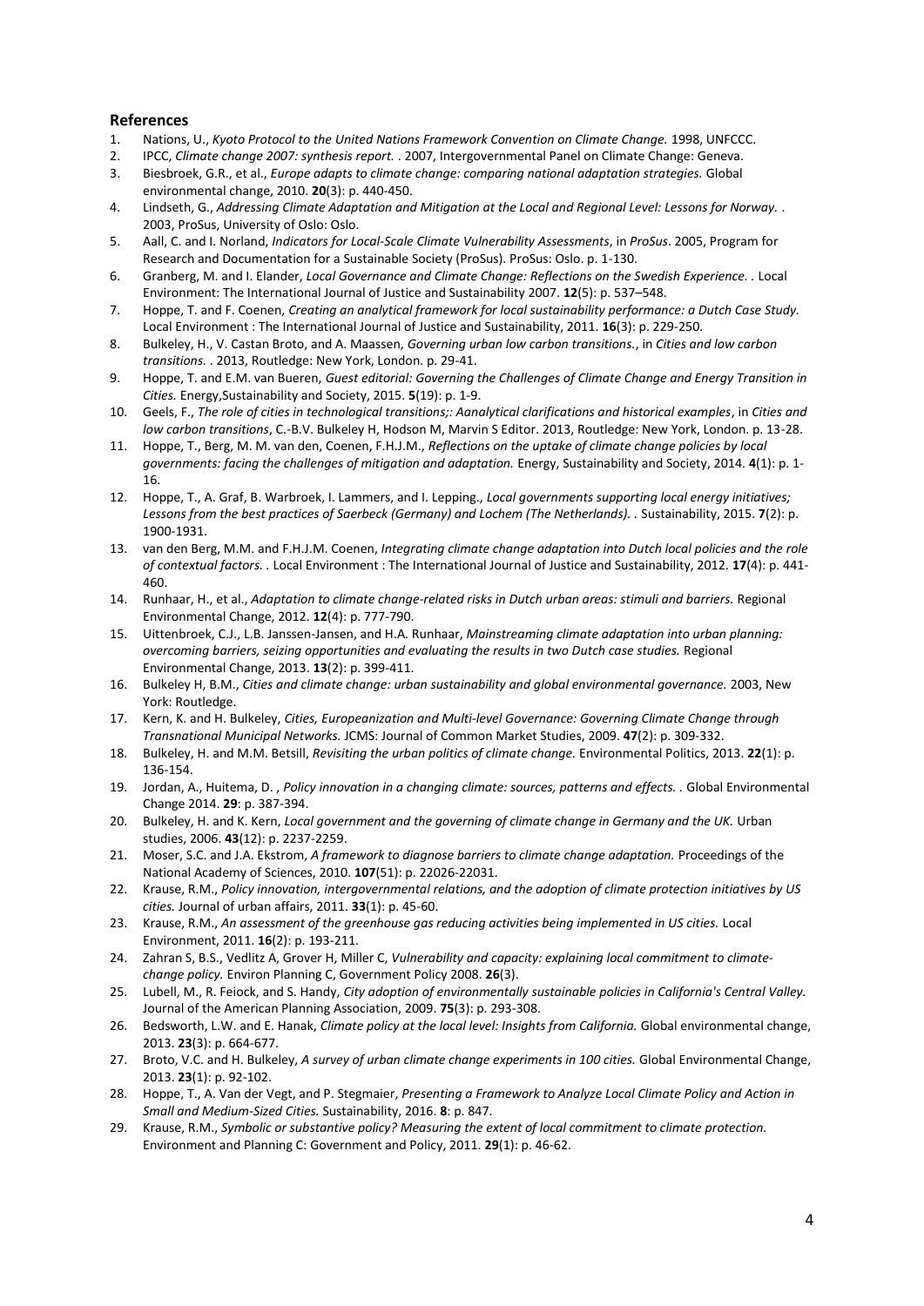## References

1. Nations, U., *Kyoto Protocol to the United Nations Framework Convention on Climate Change.* 1998, UNFCCC.
2. IPCC, *Climate change 2007: synthesis report.* . 2007, Intergovernmental Panel on Climate Change: Geneva.
3. Biesbroek, G.R., et al., *Europe adapts to climate change: comparing national adaptation strategies.* Global environmental change, 2010. **20**(3): p. 440-450.
4. Lindseth, G., *Addressing Climate Adaptation and Mitigation at the Local and Regional Level: Lessons for Norway.* . 2003, ProSus, University of Oslo: Oslo.
5. Aall, C. and I. Norland, *Indicators for Local-Scale Climate Vulnerability Assessments*, in *ProSus*. 2005, Program for Research and Documentation for a Sustainable Society (ProSus). ProSus: Oslo. p. 1-130.
6. Granberg, M. and I. Elander, *Local Governance and Climate Change: Reflections on the Swedish Experience.* . Local Environment: The International Journal of Justice and Sustainability 2007. **12**(5): p. 537–548.
7. Hoppe, T. and F. Coenen, *Creating an analytical framework for local sustainability performance: a Dutch Case Study.* Local Environment : The International Journal of Justice and Sustainability, 2011. **16**(3): p. 229-250.
8. Bulkeley, H., V. Castan Broto, and A. Maassen, *Governing urban low carbon transitions.*, in *Cities and low carbon transitions.* . 2013, Routledge: New York, London. p. 29-41.
9. Hoppe, T. and E.M. van Bueren, *Guest editorial: Governing the Challenges of Climate Change and Energy Transition in Cities.* Energy,Sustainability and Society, 2015. **5**(19): p. 1-9.
10. Geels, F., *The role of cities in technological transitions;: Aanalytical clarifications and historical examples*, in *Cities and low carbon transitions*, C.-B.V. Bulkeley H, Hodson M, Marvin S Editor. 2013, Routledge: New York, London. p. 13-28.
11. Hoppe, T., Berg, M. M. van den, Coenen, F.H.J.M., *Reflections on the uptake of climate change policies by local governments: facing the challenges of mitigation and adaptation.* Energy, Sustainability and Society, 2014. **4**(1): p. 1-16.
12. Hoppe, T., A. Graf, B. Warbroek, I. Lammers, and I. Lepping., *Local governments supporting local energy initiatives; Lessons from the best practices of Saerbeck (Germany) and Lochem (The Netherlands).* . Sustainability, 2015. **7**(2): p. 1900-1931.
13. van den Berg, M.M. and F.H.J.M. Coenen, *Integrating climate change adaptation into Dutch local policies and the role of contextual factors.* . Local Environment : The International Journal of Justice and Sustainability, 2012. **17**(4): p. 441-460.
14. Runhaar, H., et al., *Adaptation to climate change-related risks in Dutch urban areas: stimuli and barriers.* Regional Environmental Change, 2012. **12**(4): p. 777-790.
15. Uittenbroek, C.J., L.B. Janssen-Jansen, and H.A. Runhaar, *Mainstreaming climate adaptation into urban planning: overcoming barriers, seizing opportunities and evaluating the results in two Dutch case studies.* Regional Environmental Change, 2013. **13**(2): p. 399-411.
16. Bulkeley H, B.M., *Cities and climate change: urban sustainability and global environmental governance.* 2003, New York: Routledge.
17. Kern, K. and H. Bulkeley, *Cities, Europeanization and Multi-level Governance: Governing Climate Change through Transnational Municipal Networks.* JCMS: Journal of Common Market Studies, 2009. **47**(2): p. 309-332.
18. Bulkeley, H. and M.M. Betsill, *Revisiting the urban politics of climate change.* Environmental Politics, 2013. **22**(1): p. 136-154.
19. Jordan, A., Huitema, D. , *Policy innovation in a changing climate: sources, patterns and effects.* . Global Environmental Change 2014. **29**: p. 387-394.
20. Bulkeley, H. and K. Kern, *Local government and the governing of climate change in Germany and the UK.* Urban studies, 2006. **43**(12): p. 2237-2259.
21. Moser, S.C. and J.A. Ekstrom, *A framework to diagnose barriers to climate change adaptation.* Proceedings of the National Academy of Sciences, 2010. **107**(51): p. 22026-22031.
22. Krause, R.M., *Policy innovation, intergovernmental relations, and the adoption of climate protection initiatives by US cities.* Journal of urban affairs, 2011. **33**(1): p. 45-60.
23. Krause, R.M., *An assessment of the greenhouse gas reducing activities being implemented in US cities.* Local Environment, 2011. **16**(2): p. 193-211.
24. Zahran S, B.S., Vedlitz A, Grover H, Miller C, *Vulnerability and capacity: explaining local commitment to climate-change policy.* Environ Planning C, Government Policy 2008. **26**(3).
25. Lubell, M., R. Feiock, and S. Handy, *City adoption of environmentally sustainable policies in California's Central Valley.* Journal of the American Planning Association, 2009. **75**(3): p. 293-308.
26. Bedsworth, L.W. and E. Hanak, *Climate policy at the local level: Insights from California.* Global environmental change, 2013. **23**(3): p. 664-677.
27. Broto, V.C. and H. Bulkeley, *A survey of urban climate change experiments in 100 cities.* Global Environmental Change, 2013. **23**(1): p. 92-102.
28. Hoppe, T., A. Van der Vegt, and P. Stegmaier, *Presenting a Framework to Analyze Local Climate Policy and Action in Small and Medium-Sized Cities.* Sustainability, 2016. **8**: p. 847.
29. Krause, R.M., *Symbolic or substantive policy? Measuring the extent of local commitment to climate protection.* Environment and Planning C: Government and Policy, 2011. **29**(1): p. 46-62.